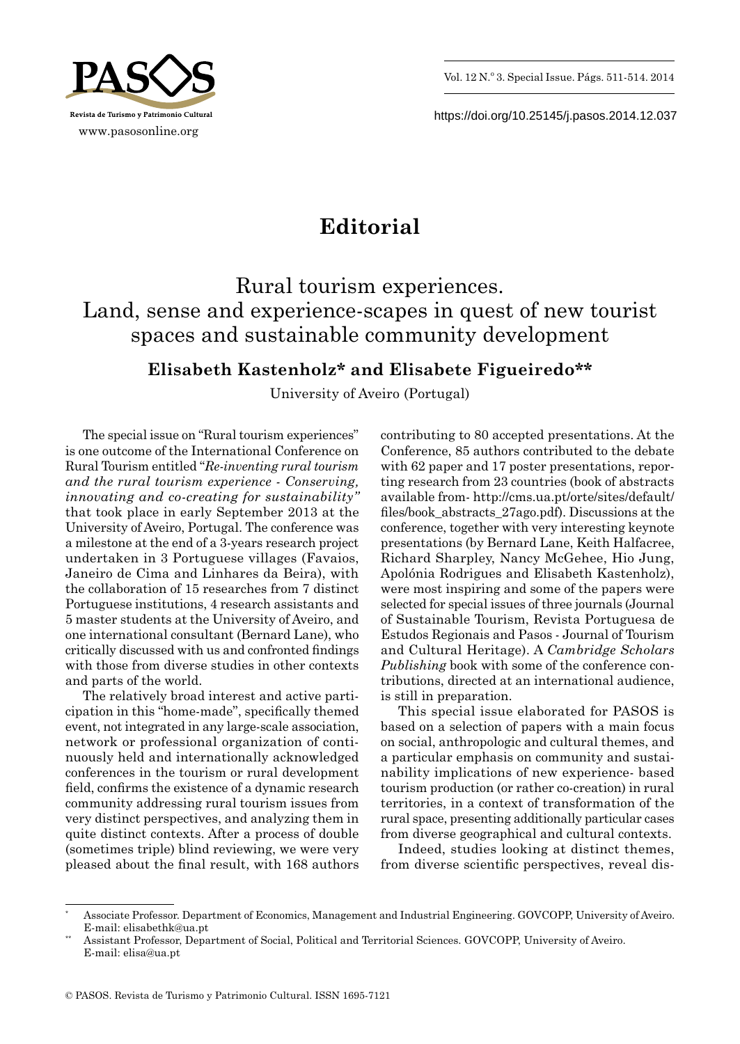# Editorial

## Rural tourism experiences. Land, sense and experience-scapes in quest of new tourist spaces and sustainable community development

**Elisabeth Kastenholz\* and Elisabete Figueiredo\*\***

University of Aveiro (Portugal)

The special issue on "Rural tourism experiences" is one outcome of the International Conference on Rural Tourism entitled "*Re-inventing rural tourism and the rural tourism experience - Conserving, innovating and co-creating for sustainability"* that took place in early September 2013 at the University of Aveiro, Portugal. The conference was a milestone at the end of a 3-years research project undertaken in 3 Portuguese villages (Favaios, Janeiro de Cima and Linhares da Beira), with the collaboration of 15 researches from 7 distinct Portuguese institutions, 4 research assistants and 5 master students at the University of Aveiro, and one international consultant (Bernard Lane), who critically discussed with us and confronted findings with those from diverse studies in other contexts and parts of the world.

The relatively broad interest and active participation in this "home-made", specifically themed event, not integrated in any large-scale association, network or professional organization of continuously held and internationally acknowledged conferences in the tourism or rural development field, confirms the existence of a dynamic research community addressing rural tourism issues from very distinct perspectives, and analyzing them in quite distinct contexts. After a process of double (sometimes triple) blind reviewing, we were very pleased about the final result, with 168 authors contributing to 80 accepted presentations. At the Conference, 85 authors contributed to the debate with 62 paper and 17 poster presentations, reporting research from 23 countries (book of abstracts available from- http://cms.ua.pt/orte/sites/default/files/book_abstracts_27ago.pdf). Discussions at the conference, together with very interesting keynote presentations (by Bernard Lane, Keith Halfacree, Richard Sharpley, Nancy McGehee, Hio Jung, Apolónia Rodrigues and Elisabeth Kastenholz), were most inspiring and some of the papers were selected for special issues of three journals (Journal of Sustainable Tourism, Revista Portuguesa de Estudos Regionais and Pasos - Journal of Tourism and Cultural Heritage). A *Cambridge Scholars Publishing* book with some of the conference contributions, directed at an international audience, is still in preparation.

This special issue elaborated for PASOS is based on a selection of papers with a main focus on social, anthropologic and cultural themes, and a particular emphasis on community and sustainability implications of new experience- based tourism production (or rather co-creation) in rural territories, in a context of transformation of the rural space, presenting additionally particular cases from diverse geographical and cultural contexts.

Indeed, studies looking at distinct themes, from diverse scientific perspectives, reveal dis-

---

\* Associate Professor. Department of Economics, Management and Industrial Engineering. GOVCOPP, University of Aveiro. E-mail: elisabethk@ua.pt

\*\* Assistant Professor, Department of Social, Political and Territorial Sciences. GOVCOPP, University of Aveiro. E-mail: elisa@ua.pt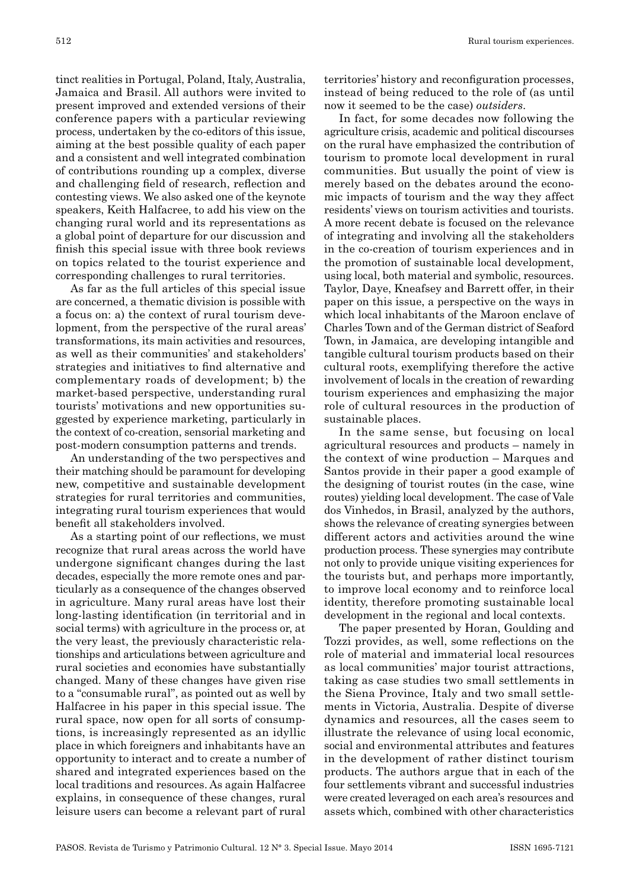tinct realities in Portugal, Poland, Italy, Australia, Jamaica and Brasil. All authors were invited to present improved and extended versions of their conference papers with a particular reviewing process, undertaken by the co-editors of this issue, aiming at the best possible quality of each paper and a consistent and well integrated combination of contributions rounding up a complex, diverse and challenging field of research, reflection and contesting views. We also asked one of the keynote speakers, Keith Halfacree, to add his view on the changing rural world and its representations as a global point of departure for our discussion and finish this special issue with three book reviews on topics related to the tourist experience and corresponding challenges to rural territories.

As far as the full articles of this special issue are concerned, a thematic division is possible with a focus on: a) the context of rural tourism development, from the perspective of the rural areas' transformations, its main activities and resources, as well as their communities' and stakeholders' strategies and initiatives to find alternative and complementary roads of development; b) the market-based perspective, understanding rural tourists' motivations and new opportunities suggested by experience marketing, particularly in the context of co-creation, sensorial marketing and post-modern consumption patterns and trends.

An understanding of the two perspectives and their matching should be paramount for developing new, competitive and sustainable development strategies for rural territories and communities, integrating rural tourism experiences that would benefit all stakeholders involved.

As a starting point of our reflections, we must recognize that rural areas across the world have undergone significant changes during the last decades, especially the more remote ones and particularly as a consequence of the changes observed in agriculture. Many rural areas have lost their long-lasting identification (in territorial and in social terms) with agriculture in the process or, at the very least, the previously characteristic relationships and articulations between agriculture and rural societies and economies have substantially changed. Many of these changes have given rise to a "consumable rural", as pointed out as well by Halfacree in his paper in this special issue. The rural space, now open for all sorts of consumptions, is increasingly represented as an idyllic place in which foreigners and inhabitants have an opportunity to interact and to create a number of shared and integrated experiences based on the local traditions and resources. As again Halfacree explains, in consequence of these changes, rural leisure users can become a relevant part of rural territories' history and reconfiguration processes, instead of being reduced to the role of (as until now it seemed to be the case) *outsiders*.

In fact, for some decades now following the agriculture crisis, academic and political discourses on the rural have emphasized the contribution of tourism to promote local development in rural communities. But usually the point of view is merely based on the debates around the economic impacts of tourism and the way they affect residents' views on tourism activities and tourists. A more recent debate is focused on the relevance of integrating and involving all the stakeholders in the co-creation of tourism experiences and in the promotion of sustainable local development, using local, both material and symbolic, resources. Taylor, Daye, Kneafsey and Barrett offer, in their paper on this issue, a perspective on the ways in which local inhabitants of the Maroon enclave of Charles Town and of the German district of Seaford Town, in Jamaica, are developing intangible and tangible cultural tourism products based on their cultural roots, exemplifying therefore the active involvement of locals in the creation of rewarding tourism experiences and emphasizing the major role of cultural resources in the production of sustainable places.

In the same sense, but focusing on local agricultural resources and products – namely in the context of wine production – Marques and Santos provide in their paper a good example of the designing of tourist routes (in the case, wine routes) yielding local development. The case of Vale dos Vinhedos, in Brasil, analyzed by the authors, shows the relevance of creating synergies between different actors and activities around the wine production process. These synergies may contribute not only to provide unique visiting experiences for the tourists but, and perhaps more importantly, to improve local economy and to reinforce local identity, therefore promoting sustainable local development in the regional and local contexts.

The paper presented by Horan, Goulding and Tozzi provides, as well, some reflections on the role of material and immaterial local resources as local communities' major tourist attractions, taking as case studies two small settlements in the Siena Province, Italy and two small settlements in Victoria, Australia. Despite of diverse dynamics and resources, all the cases seem to illustrate the relevance of using local economic, social and environmental attributes and features in the development of rather distinct tourism products. The authors argue that in each of the four settlements vibrant and successful industries were created leveraged on each area's resources and assets which, combined with other characteristics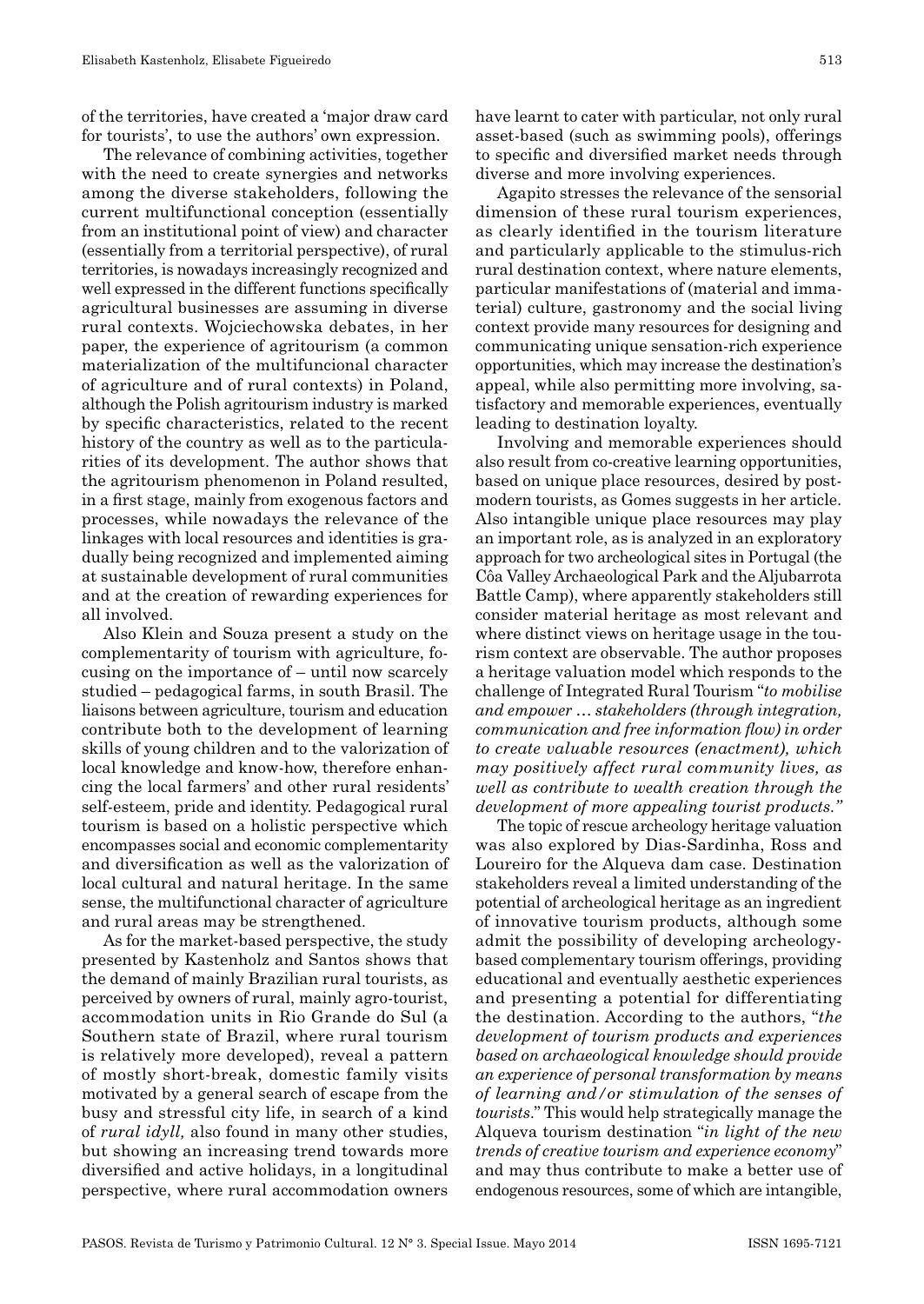of the territories, have created a 'major draw card for tourists', to use the authors' own expression.

The relevance of combining activities, together with the need to create synergies and networks among the diverse stakeholders, following the current multifunctional conception (essentially from an institutional point of view) and character (essentially from a territorial perspective), of rural territories, is nowadays increasingly recognized and well expressed in the different functions specifically agricultural businesses are assuming in diverse rural contexts. Wojciechowska debates, in her paper, the experience of agritourism (a common materialization of the multifuncional character of agriculture and of rural contexts) in Poland, although the Polish agritourism industry is marked by specific characteristics, related to the recent history of the country as well as to the particularities of its development. The author shows that the agritourism phenomenon in Poland resulted, in a first stage, mainly from exogenous factors and processes, while nowadays the relevance of the linkages with local resources and identities is gradually being recognized and implemented aiming at sustainable development of rural communities and at the creation of rewarding experiences for all involved.

Also Klein and Souza present a study on the complementarity of tourism with agriculture, focusing on the importance of – until now scarcely studied – pedagogical farms, in south Brasil. The liaisons between agriculture, tourism and education contribute both to the development of learning skills of young children and to the valorization of local knowledge and know-how, therefore enhancing the local farmers' and other rural residents' self-esteem, pride and identity. Pedagogical rural tourism is based on a holistic perspective which encompasses social and economic complementarity and diversification as well as the valorization of local cultural and natural heritage. In the same sense, the multifunctional character of agriculture and rural areas may be strengthened.

As for the market-based perspective, the study presented by Kastenholz and Santos shows that the demand of mainly Brazilian rural tourists, as perceived by owners of rural, mainly agro-tourist, accommodation units in Rio Grande do Sul (a Southern state of Brazil, where rural tourism is relatively more developed), reveal a pattern of mostly short-break, domestic family visits motivated by a general search of escape from the busy and stressful city life, in search of a kind of *rural idyll,* also found in many other studies, but showing an increasing trend towards more diversified and active holidays, in a longitudinal perspective, where rural accommodation owners have learnt to cater with particular, not only rural asset-based (such as swimming pools), offerings to specific and diversified market needs through diverse and more involving experiences.

Agapito stresses the relevance of the sensorial dimension of these rural tourism experiences, as clearly identified in the tourism literature and particularly applicable to the stimulus-rich rural destination context, where nature elements, particular manifestations of (material and immaterial) culture, gastronomy and the social living context provide many resources for designing and communicating unique sensation-rich experience opportunities, which may increase the destination's appeal, while also permitting more involving, satisfactory and memorable experiences, eventually leading to destination loyalty.

Involving and memorable experiences should also result from co-creative learning opportunities, based on unique place resources, desired by postmodern tourists, as Gomes suggests in her article. Also intangible unique place resources may play an important role, as is analyzed in an exploratory approach for two archeological sites in Portugal (the Côa Valley Archaeological Park and the Aljubarrota Battle Camp), where apparently stakeholders still consider material heritage as most relevant and where distinct views on heritage usage in the tourism context are observable. The author proposes a heritage valuation model which responds to the challenge of Integrated Rural Tourism "*to mobilise and empower … stakeholders (through integration, communication and free information flow) in order to create valuable resources (enactment), which may positively affect rural community lives, as well as contribute to wealth creation through the development of more appealing tourist products.*"

The topic of rescue archeology heritage valuation was also explored by Dias-Sardinha, Ross and Loureiro for the Alqueva dam case. Destination stakeholders reveal a limited understanding of the potential of archeological heritage as an ingredient of innovative tourism products, although some admit the possibility of developing archeology-based complementary tourism offerings, providing educational and eventually aesthetic experiences and presenting a potential for differentiating the destination. According to the authors, "*the development of tourism products and experiences based on archaeological knowledge should provide an experience of personal transformation by means of learning and/or stimulation of the senses of tourists.*" This would help strategically manage the Alqueva tourism destination "*in light of the new trends of creative tourism and experience economy*" and may thus contribute to make a better use of endogenous resources, some of which are intangible,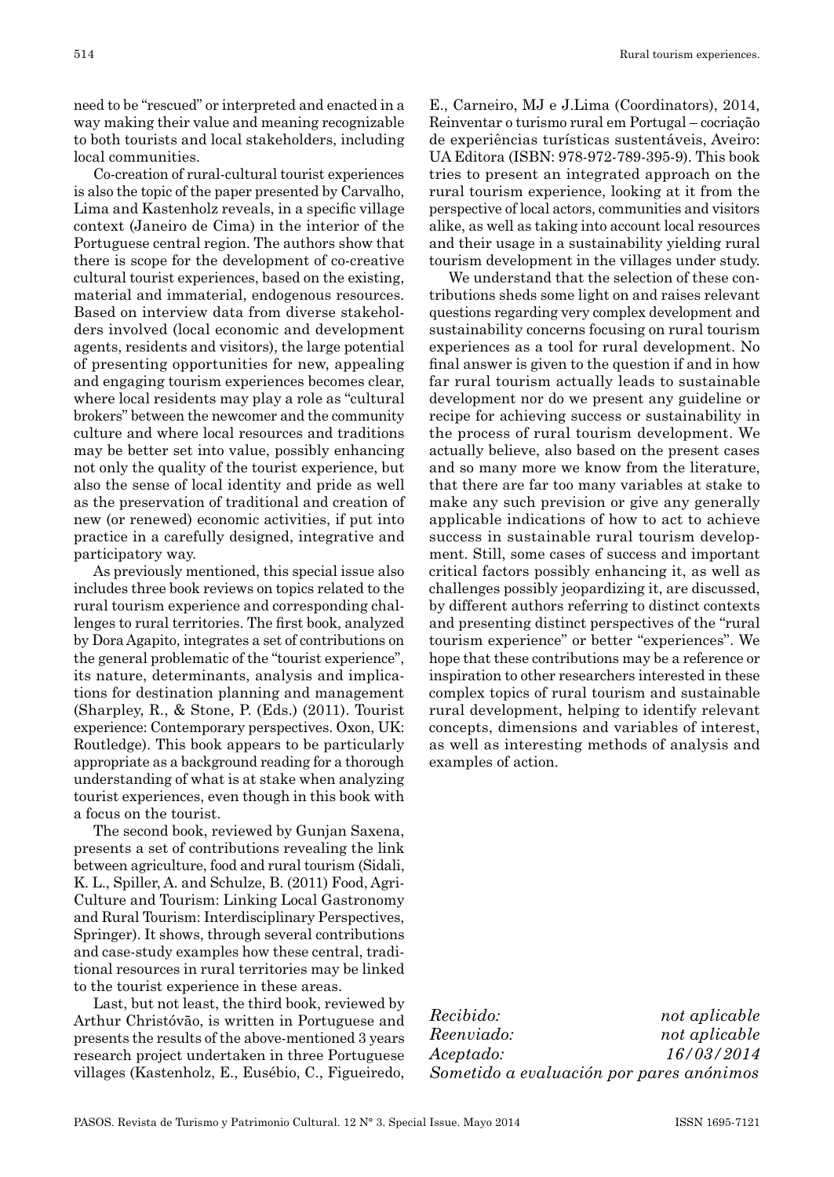need to be "rescued" or interpreted and enacted in a way making their value and meaning recognizable to both tourists and local stakeholders, including local communities.

Co-creation of rural-cultural tourist experiences is also the topic of the paper presented by Carvalho, Lima and Kastenholz reveals, in a specific village context (Janeiro de Cima) in the interior of the Portuguese central region. The authors show that there is scope for the development of co-creative cultural tourist experiences, based on the existing, material and immaterial, endogenous resources. Based on interview data from diverse stakeholders involved (local economic and development agents, residents and visitors), the large potential of presenting opportunities for new, appealing and engaging tourism experiences becomes clear, where local residents may play a role as "cultural brokers" between the newcomer and the community culture and where local resources and traditions may be better set into value, possibly enhancing not only the quality of the tourist experience, but also the sense of local identity and pride as well as the preservation of traditional and creation of new (or renewed) economic activities, if put into practice in a carefully designed, integrative and participatory way.

As previously mentioned, this special issue also includes three book reviews on topics related to the rural tourism experience and corresponding challenges to rural territories. The first book, analyzed by Dora Agapito, integrates a set of contributions on the general problematic of the "tourist experience", its nature, determinants, analysis and implications for destination planning and management (Sharpley, R., & Stone, P. (Eds.) (2011). Tourist experience: Contemporary perspectives. Oxon, UK: Routledge). This book appears to be particularly appropriate as a background reading for a thorough understanding of what is at stake when analyzing tourist experiences, even though in this book with a focus on the tourist.

The second book, reviewed by Gunjan Saxena, presents a set of contributions revealing the link between agriculture, food and rural tourism (Sidali, K. L., Spiller, A. and Schulze, B. (2011) Food, Agri-Culture and Tourism: Linking Local Gastronomy and Rural Tourism: Interdisciplinary Perspectives, Springer). It shows, through several contributions and case-study examples how these central, traditional resources in rural territories may be linked to the tourist experience in these areas.

Last, but not least, the third book, reviewed by Arthur Christóvão, is written in Portuguese and presents the results of the above-mentioned 3 years research project undertaken in three Portuguese villages (Kastenholz, E., Eusébio, C., Figueiredo, E., Carneiro, MJ e J.Lima (Coordinators), 2014, Reinventar o turismo rural em Portugal – cocriação de experiências turísticas sustentáveis, Aveiro: UA Editora (ISBN: 978-972-789-395-9). This book tries to present an integrated approach on the rural tourism experience, looking at it from the perspective of local actors, communities and visitors alike, as well as taking into account local resources and their usage in a sustainability yielding rural tourism development in the villages under study.

We understand that the selection of these contributions sheds some light on and raises relevant questions regarding very complex development and sustainability concerns focusing on rural tourism experiences as a tool for rural development. No final answer is given to the question if and in how far rural tourism actually leads to sustainable development nor do we present any guideline or recipe for achieving success or sustainability in the process of rural tourism development. We actually believe, also based on the present cases and so many more we know from the literature, that there are far too many variables at stake to make any such prevision or give any generally applicable indications of how to act to achieve success in sustainable rural tourism development. Still, some cases of success and important critical factors possibly enhancing it, as well as challenges possibly jeopardizing it, are discussed, by different authors referring to distinct contexts and presenting distinct perspectives of the "rural tourism experience" or better "experiences". We hope that these contributions may be a reference or inspiration to other researchers interested in these complex topics of rural tourism and sustainable rural development, helping to identify relevant concepts, dimensions and variables of interest, as well as interesting methods of analysis and examples of action.

*Recibido:* *not aplicable*
*Reenviado:* *not aplicable*
*Aceptado:* *16/03/2014*
*Sometido a evaluación por pares anónimos*